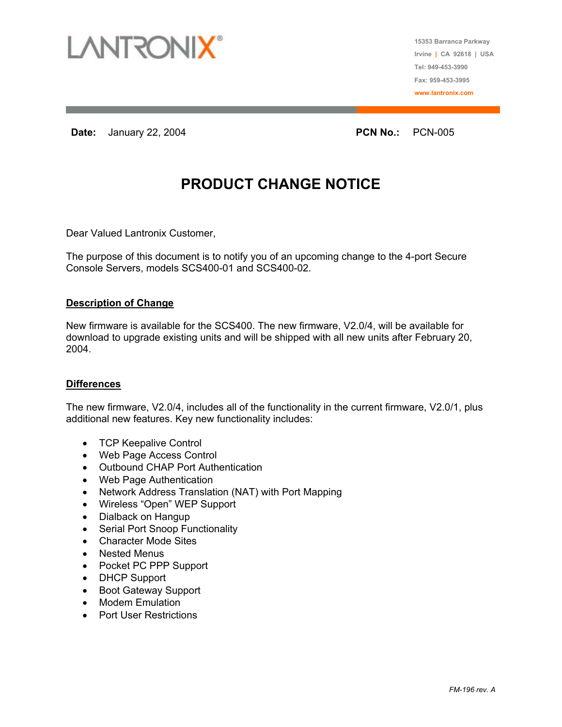LANTRONIX®

15353 Barranca Parkway
Irvine | CA 92618 | USA
Tel: 949-453-3990
Fax: 959-453-3995
www.lantronix.com

**Date:** January 22, 2004 **PCN No.:** PCN-005

# PRODUCT CHANGE NOTICE

Dear Valued Lantronix Customer,

The purpose of this document is to notify you of an upcoming change to the 4-port Secure Console Servers, models SCS400-01 and SCS400-02.

## Description of Change

New firmware is available for the SCS400. The new firmware, V2.0/4, will be available for download to upgrade existing units and will be shipped with all new units after February 20, 2004.

## Differences

The new firmware, V2.0/4, includes all of the functionality in the current firmware, V2.0/1, plus additional new features. Key new functionality includes:

- TCP Keepalive Control
- Web Page Access Control
- Outbound CHAP Port Authentication
- Web Page Authentication
- Network Address Translation (NAT) with Port Mapping
- Wireless "Open" WEP Support
- Dialback on Hangup
- Serial Port Snoop Functionality
- Character Mode Sites
- Nested Menus
- Pocket PC PPP Support
- DHCP Support
- Boot Gateway Support
- Modem Emulation
- Port User Restrictions

*FM-196 rev. A*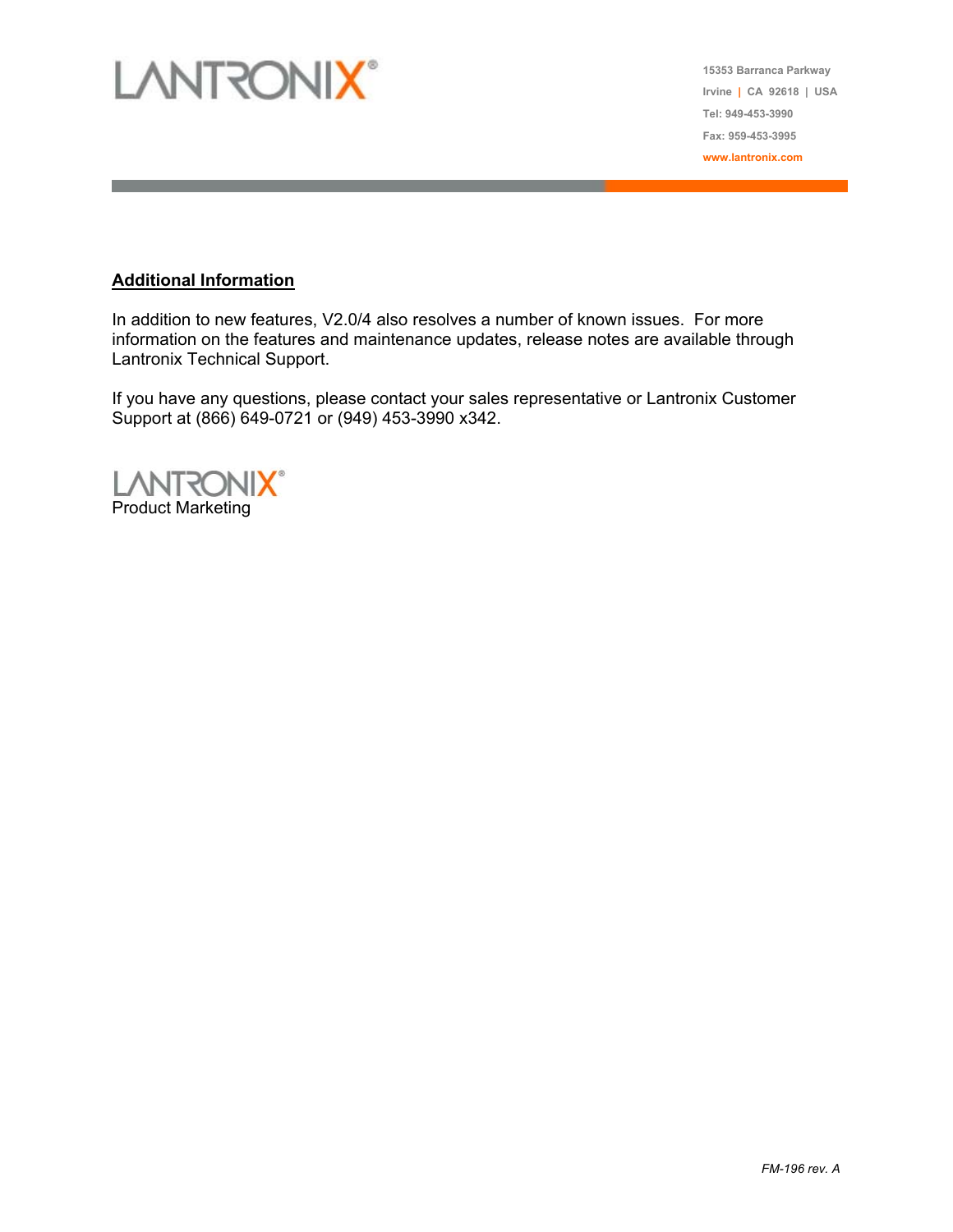15353 Barranca Parkway
Irvine | CA 92618 | USA
Tel: 949-453-3990
Fax: 959-453-3995
www.lantronix.com

**Additional Information**

In addition to new features, V2.0/4 also resolves a number of known issues. For more information on the features and maintenance updates, release notes are available through Lantronix Technical Support.

If you have any questions, please contact your sales representative or Lantronix Customer Support at (866) 649-0721 or (949) 453-3990 x342.

LANTRONIX®
Product Marketing

*FM-196 rev. A*